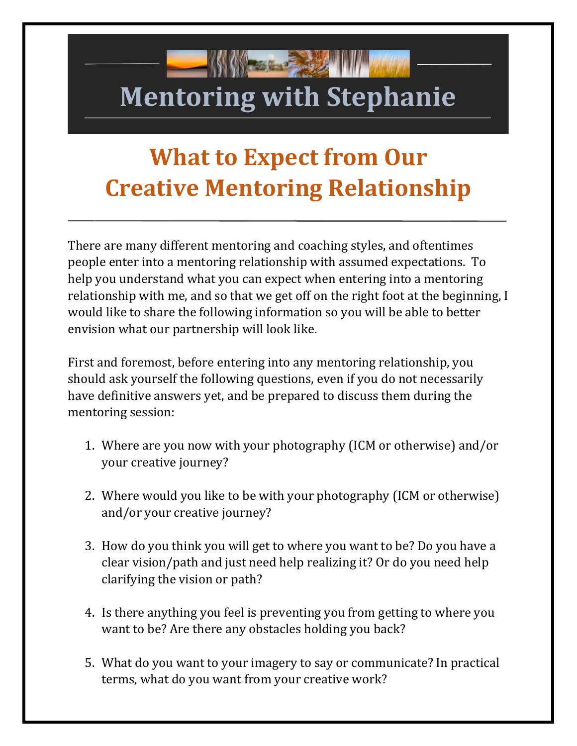# Mentoring with Stephanie

## What to Expect from Our Creative Mentoring Relationship

There are many different mentoring and coaching styles, and oftentimes people enter into a mentoring relationship with assumed expectations. To help you understand what you can expect when entering into a mentoring relationship with me, and so that we get off on the right foot at the beginning, I would like to share the following information so you will be able to better envision what our partnership will look like.

First and foremost, before entering into any mentoring relationship, you should ask yourself the following questions, even if you do not necessarily have definitive answers yet, and be prepared to discuss them during the mentoring session:

1. Where are you now with your photography (ICM or otherwise) and/or your creative journey?
2. Where would you like to be with your photography (ICM or otherwise) and/or your creative journey?
3. How do you think you will get to where you want to be? Do you have a clear vision/path and just need help realizing it? Or do you need help clarifying the vision or path?
4. Is there anything you feel is preventing you from getting to where you want to be? Are there any obstacles holding you back?
5. What do you want to your imagery to say or communicate? In practical terms, what do you want from your creative work?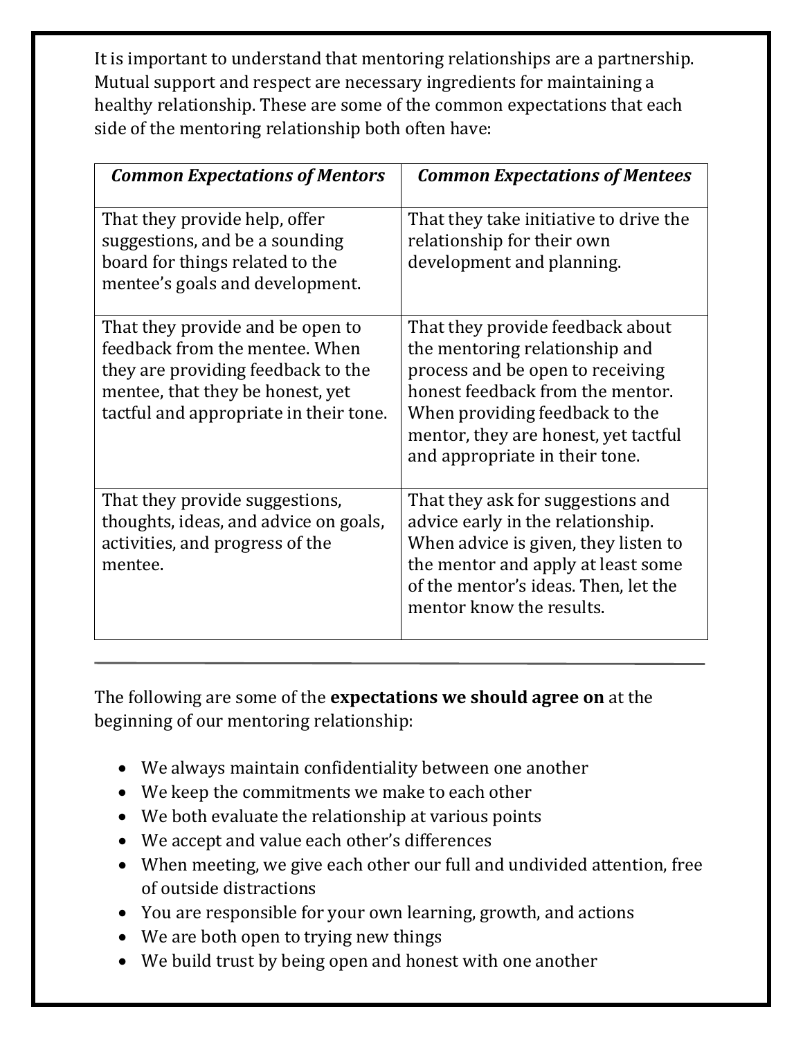It is important to understand that mentoring relationships are a partnership. Mutual support and respect are necessary ingredients for maintaining a healthy relationship. These are some of the common expectations that each side of the mentoring relationship both often have:

| ***Common Expectations of Mentors*** | ***Common Expectations of Mentees*** |
| --- | --- |
| That they provide help, offer suggestions, and be a sounding board for things related to the mentee's goals and development. | That they take initiative to drive the relationship for their own development and planning. |
| That they provide and be open to feedback from the mentee. When they are providing feedback to the mentee, that they be honest, yet tactful and appropriate in their tone. | That they provide feedback about the mentoring relationship and process and be open to receiving honest feedback from the mentor. When providing feedback to the mentor, they are honest, yet tactful and appropriate in their tone. |
| That they provide suggestions, thoughts, ideas, and advice on goals, activities, and progress of the mentee. | That they ask for suggestions and advice early in the relationship. When advice is given, they listen to the mentor and apply at least some of the mentor's ideas. Then, let the mentor know the results. |

---

The following are some of the **expectations we should agree on** at the beginning of our mentoring relationship:

- We always maintain confidentiality between one another
- We keep the commitments we make to each other
- We both evaluate the relationship at various points
- We accept and value each other's differences
- When meeting, we give each other our full and undivided attention, free of outside distractions
- You are responsible for your own learning, growth, and actions
- We are both open to trying new things
- We build trust by being open and honest with one another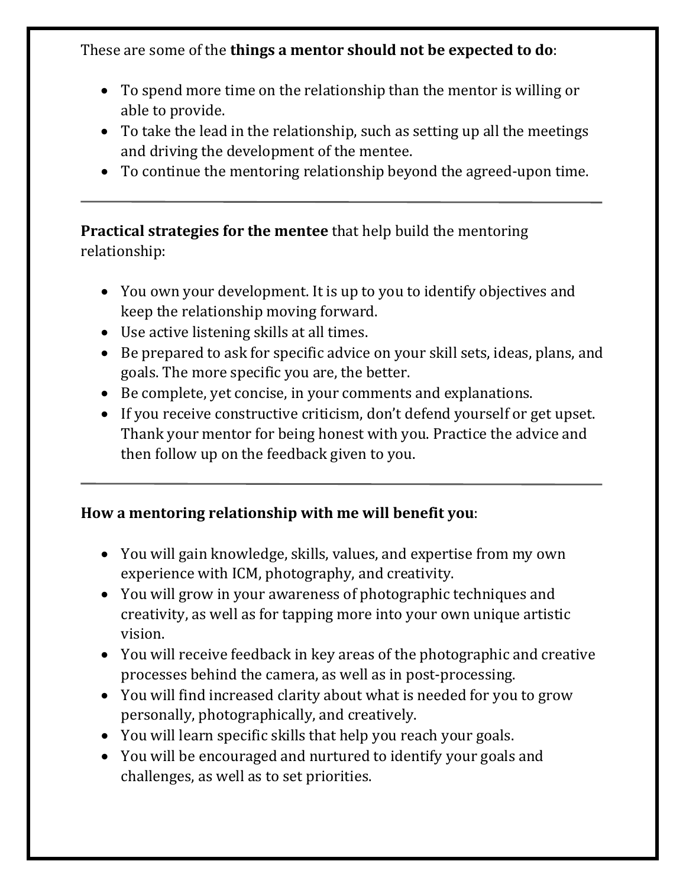These are some of the **things a mentor should not be expected to do**:

- To spend more time on the relationship than the mentor is willing or able to provide.
- To take the lead in the relationship, such as setting up all the meetings and driving the development of the mentee.
- To continue the mentoring relationship beyond the agreed-upon time.

---

**Practical strategies for the mentee** that help build the mentoring relationship:

- You own your development. It is up to you to identify objectives and keep the relationship moving forward.
- Use active listening skills at all times.
- Be prepared to ask for specific advice on your skill sets, ideas, plans, and goals. The more specific you are, the better.
- Be complete, yet concise, in your comments and explanations.
- If you receive constructive criticism, don't defend yourself or get upset. Thank your mentor for being honest with you. Practice the advice and then follow up on the feedback given to you.

---

**How a mentoring relationship with me will benefit you**:

- You will gain knowledge, skills, values, and expertise from my own experience with ICM, photography, and creativity.
- You will grow in your awareness of photographic techniques and creativity, as well as for tapping more into your own unique artistic vision.
- You will receive feedback in key areas of the photographic and creative processes behind the camera, as well as in post-processing.
- You will find increased clarity about what is needed for you to grow personally, photographically, and creatively.
- You will learn specific skills that help you reach your goals.
- You will be encouraged and nurtured to identify your goals and challenges, as well as to set priorities.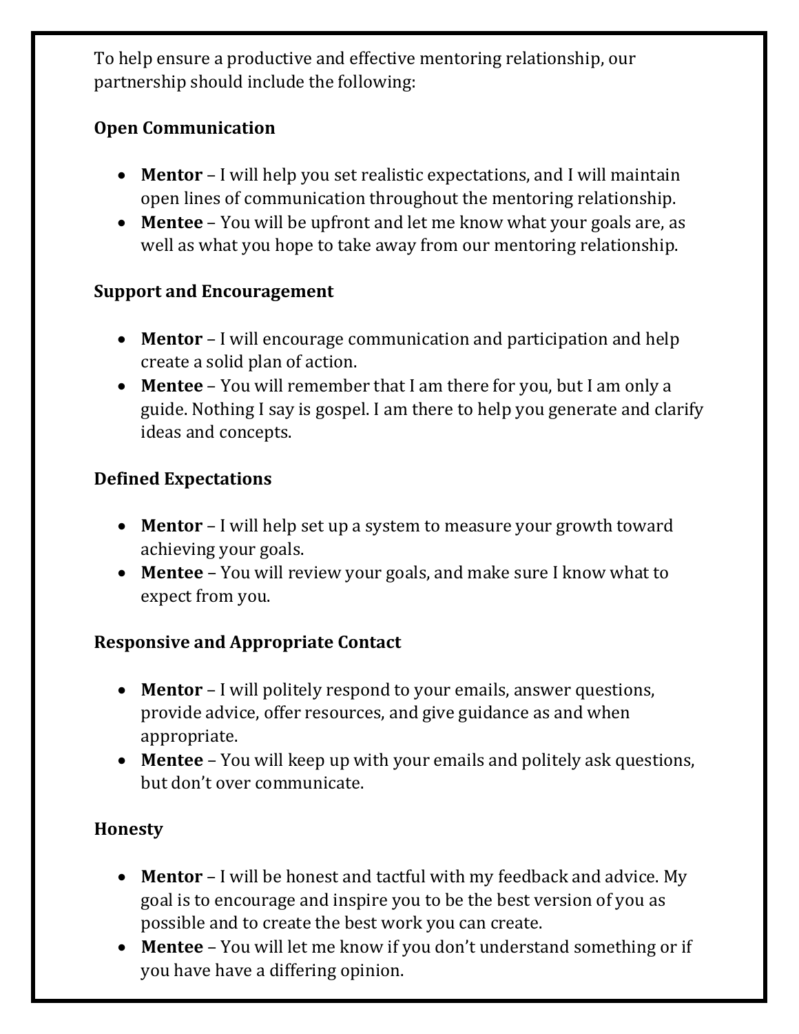To help ensure a productive and effective mentoring relationship, our partnership should include the following:

**Open Communication**

- **Mentor** – I will help you set realistic expectations, and I will maintain open lines of communication throughout the mentoring relationship.
- **Mentee** – You will be upfront and let me know what your goals are, as well as what you hope to take away from our mentoring relationship.

**Support and Encouragement**

- **Mentor** – I will encourage communication and participation and help create a solid plan of action.
- **Mentee** – You will remember that I am there for you, but I am only a guide. Nothing I say is gospel. I am there to help you generate and clarify ideas and concepts.

**Defined Expectations**

- **Mentor** – I will help set up a system to measure your growth toward achieving your goals.
- **Mentee** – You will review your goals, and make sure I know what to expect from you.

**Responsive and Appropriate Contact**

- **Mentor** – I will politely respond to your emails, answer questions, provide advice, offer resources, and give guidance as and when appropriate.
- **Mentee** – You will keep up with your emails and politely ask questions, but don't over communicate.

**Honesty**

- **Mentor** – I will be honest and tactful with my feedback and advice. My goal is to encourage and inspire you to be the best version of you as possible and to create the best work you can create.
- **Mentee** – You will let me know if you don't understand something or if you have have a differing opinion.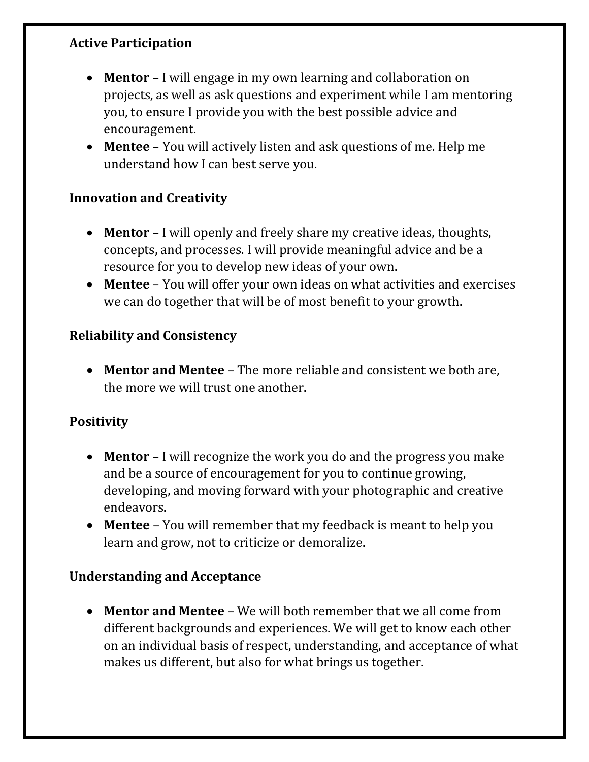**Active Participation**

- **Mentor** – I will engage in my own learning and collaboration on projects, as well as ask questions and experiment while I am mentoring you, to ensure I provide you with the best possible advice and encouragement.
- **Mentee** – You will actively listen and ask questions of me. Help me understand how I can best serve you.

**Innovation and Creativity**

- **Mentor** – I will openly and freely share my creative ideas, thoughts, concepts, and processes. I will provide meaningful advice and be a resource for you to develop new ideas of your own.
- **Mentee** – You will offer your own ideas on what activities and exercises we can do together that will be of most benefit to your growth.

**Reliability and Consistency**

- **Mentor and Mentee** – The more reliable and consistent we both are, the more we will trust one another.

**Positivity**

- **Mentor** – I will recognize the work you do and the progress you make and be a source of encouragement for you to continue growing, developing, and moving forward with your photographic and creative endeavors.
- **Mentee** – You will remember that my feedback is meant to help you learn and grow, not to criticize or demoralize.

**Understanding and Acceptance**

- **Mentor and Mentee** – We will both remember that we all come from different backgrounds and experiences. We will get to know each other on an individual basis of respect, understanding, and acceptance of what makes us different, but also for what brings us together.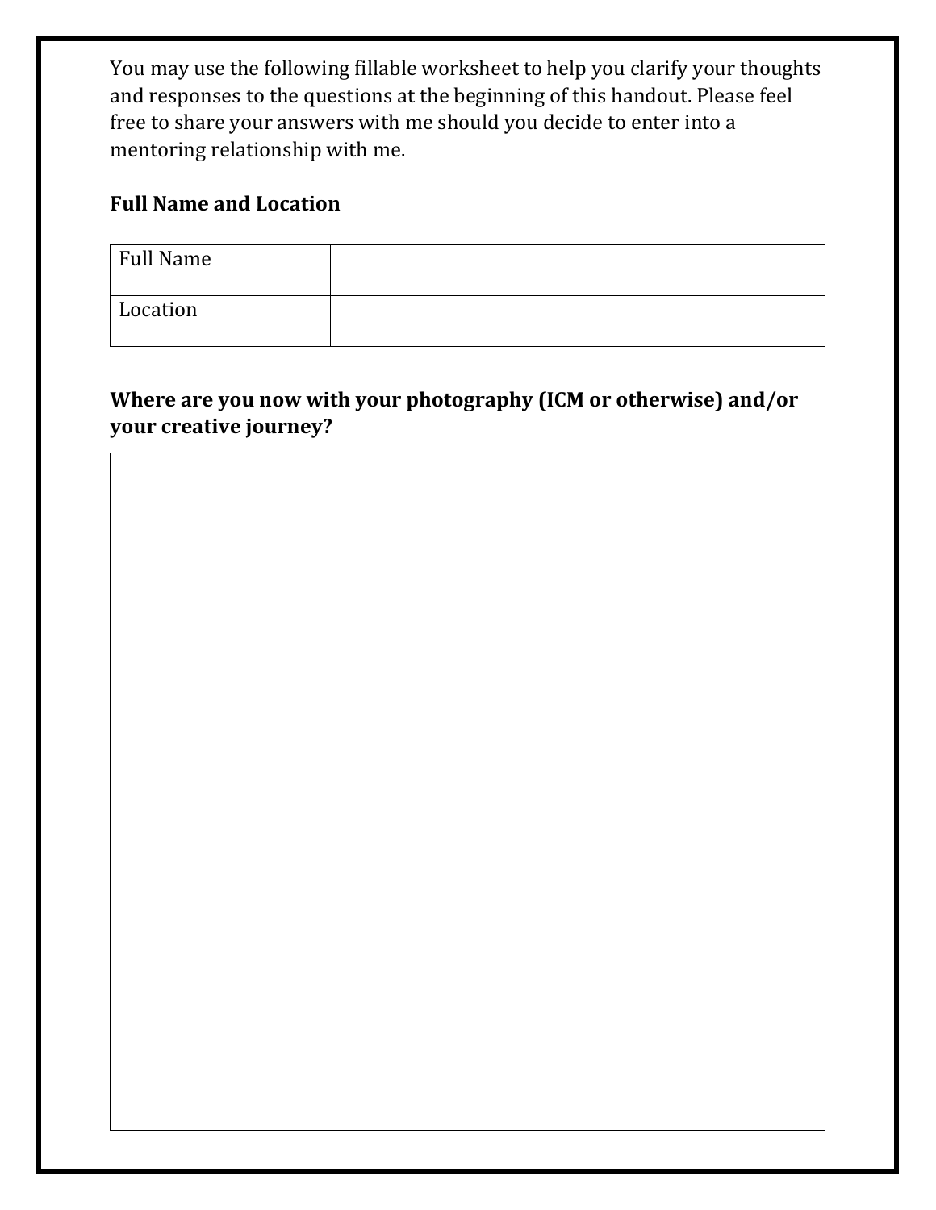You may use the following fillable worksheet to help you clarify your thoughts and responses to the questions at the beginning of this handout. Please feel free to share your answers with me should you decide to enter into a mentoring relationship with me.

**Full Name and Location**

| Full Name | |
| --- | --- |
| Location | |

**Where are you now with your photography (ICM or otherwise) and/or your creative journey?**

| |
| --- |
| |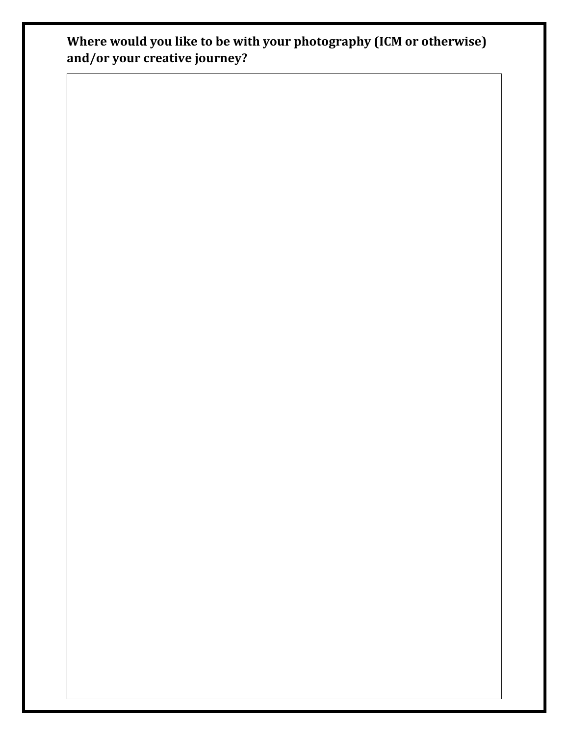**Where would you like to be with your photography (ICM or otherwise) and/or your creative journey?**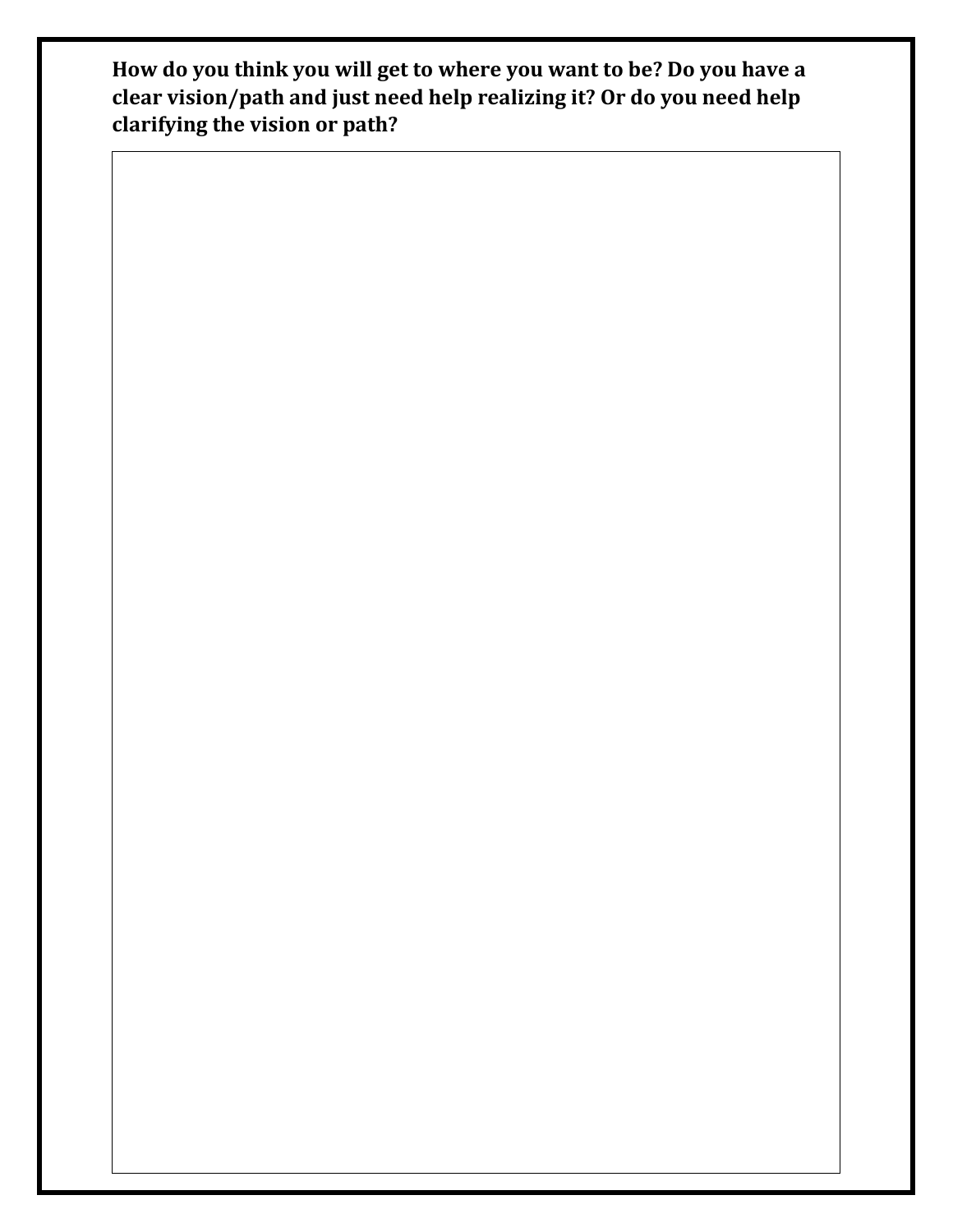**How do you think you will get to where you want to be? Do you have a clear vision/path and just need help realizing it? Or do you need help clarifying the vision or path?**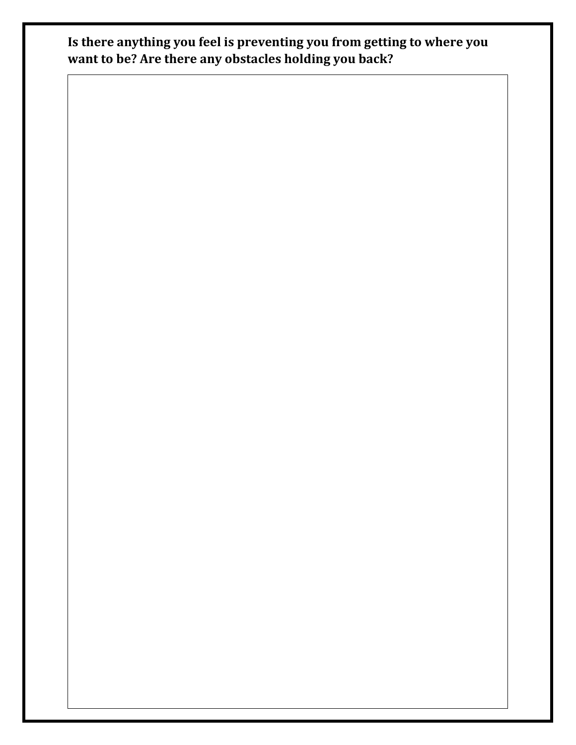**Is there anything you feel is preventing you from getting to where you want to be? Are there any obstacles holding you back?**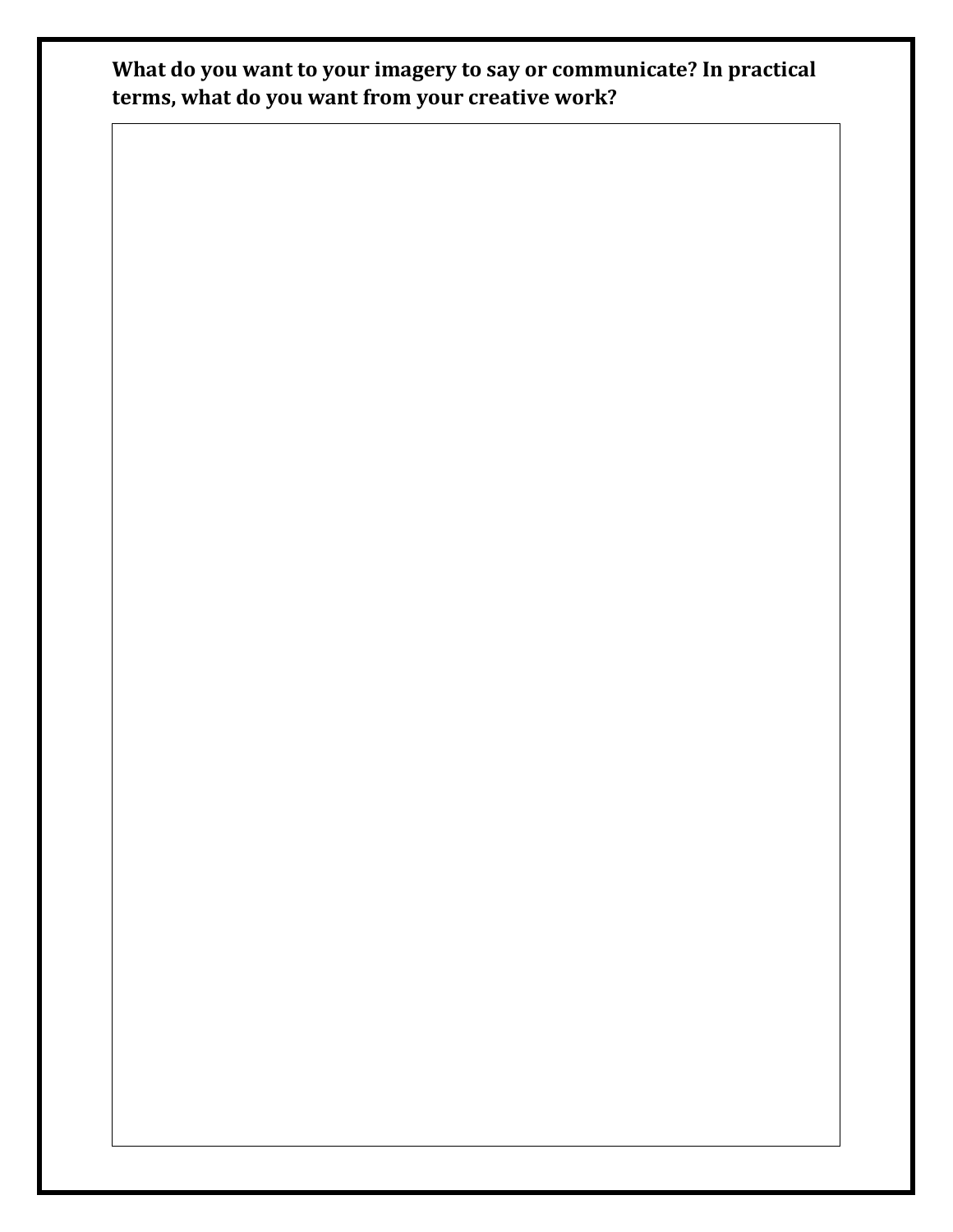**What do you want to your imagery to say or communicate? In practical terms, what do you want from your creative work?**